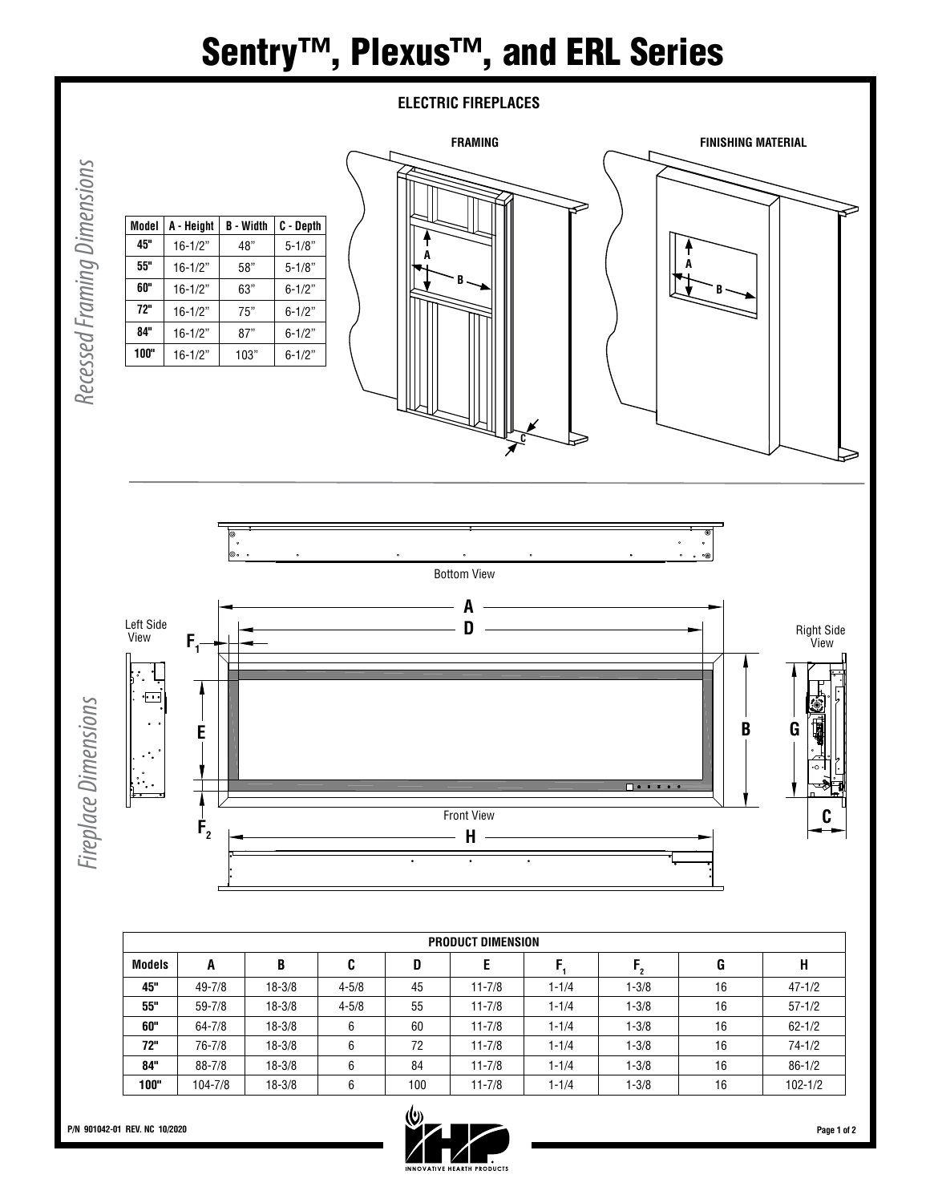# Sentry™, Plexus™, and ERL Series

## ELECTRIC FIREPLACES

### Recessed Framing Dimensions

| Model | A - Height | B - Width | C - Depth |
|---|---|---|---|
| 45" | 16-1/2" | 48" | 5-1/8" |
| 55" | 16-1/2" | 58" | 5-1/8" |
| 60" | 16-1/2" | 63" | 6-1/2" |
| 72" | 16-1/2" | 75" | 6-1/2" |
| 84" | 16-1/2" | 87" | 6-1/2" |
| 100" | 16-1/2" | 103" | 6-1/2" |

FRAMING

FINISHING MATERIAL

### Fireplace Dimensions

Bottom View

Left Side View

Front View

Right Side View

| PRODUCT DIMENSION | | | | | | | | | |
|---|---|---|---|---|---|---|---|---|---|
| Models | A | B | C | D | E | $F_1$ | $F_2$ | G | H |
| 45" | 49-7/8 | 18-3/8 | 4-5/8 | 45 | 11-7/8 | 1-1/4 | 1-3/8 | 16 | 47-1/2 |
| 55" | 59-7/8 | 18-3/8 | 4-5/8 | 55 | 11-7/8 | 1-1/4 | 1-3/8 | 16 | 57-1/2 |
| 60" | 64-7/8 | 18-3/8 | 6 | 60 | 11-7/8 | 1-1/4 | 1-3/8 | 16 | 62-1/2 |
| 72" | 76-7/8 | 18-3/8 | 6 | 72 | 11-7/8 | 1-1/4 | 1-3/8 | 16 | 74-1/2 |
| 84" | 88-7/8 | 18-3/8 | 6 | 84 | 11-7/8 | 1-1/4 | 1-3/8 | 16 | 86-1/2 |
| 100" | 104-7/8 | 18-3/8 | 6 | 100 | 11-7/8 | 1-1/4 | 1-3/8 | 16 | 102-1/2 |

P/N 901042-01 REV. NC 10/2020

INNOVATIVE HEARTH PRODUCTS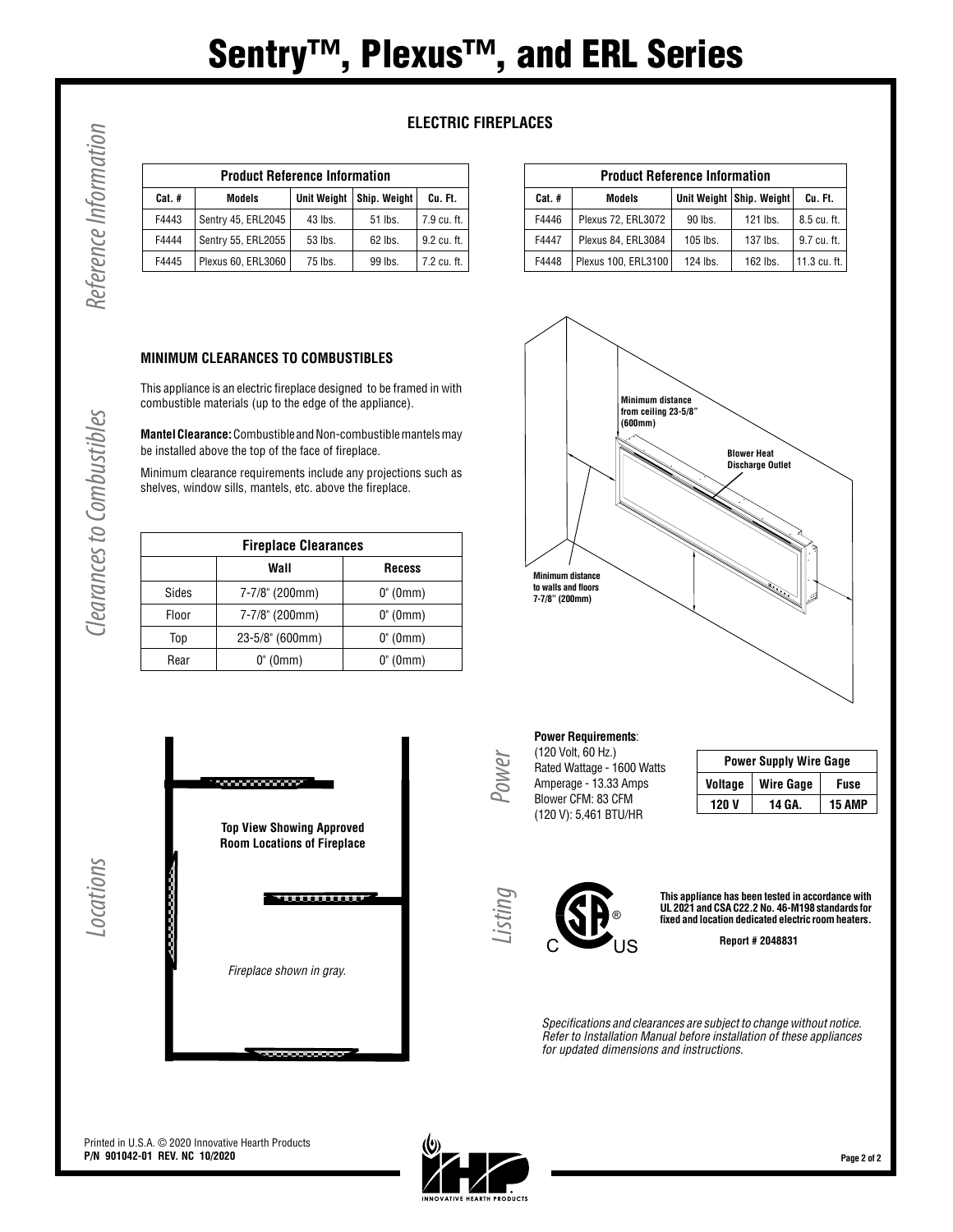# Sentry™, Plexus™, and ERL Series

## ELECTRIC FIPLACES

*Reference Information*

| Product Reference Information | | | | |
|---|---|---|---|---|
| Cat. # | Models | Unit Weight | Ship. Weight | Cu. Ft. |
| F4443 | Sentry 45, ERL2045 | 43 lbs. | 51 lbs. | 7.9 cu. ft. |
| F4444 | Sentry 55, ERL2055 | 53 lbs. | 62 lbs. | 9.2 cu. ft. |
| F4445 | Plexus 60, ERL3060 | 75 lbs. | 99 lbs. | 7.2 cu. ft. |

| Product Reference Information | | | | |
|---|---|---|---|---|
| Cat. # | Models | Unit Weight | Ship. Weight | Cu. Ft. |
| F4446 | Plexus 72, ERL3072 | 90 lbs. | 121 lbs. | 8.5 cu. ft. |
| F4447 | Plexus 84, ERL3084 | 105 lbs. | 137 lbs. | 9.7 cu. ft. |
| F4448 | Plexus 100, ERL3100 | 124 lbs. | 162 lbs. | 11.3 cu. ft. |

*Clearances to Combustibles*

### MINIMUM CLEARANCES TO COMBUSTIBLES

This appliance is an electric fireplace designed to be framed in with combustible materials (up to the edge of the appliance).

**Mantel Clearance:** Combustible and Non-combustible mantels may be installed above the top of the face of fireplace.

Minimum clearance requirements include any projections such as shelves, window sills, mantels, etc. above the fireplace.

| Fireplace Clearances | | |
|---|---|---|
| | Wall | Recess |
| Sides | 7-7/8" (200mm) | 0" (0mm) |
| Floor | 7-7/8" (200mm) | 0" (0mm) |
| Top | 23-5/8" (600mm) | 0" (0mm) |
| Rear | 0" (0mm) | 0" (0mm) |

Minimum distance from ceiling 23-5/8" (600mm)

Blower Heat Discharge Outlet

Minimum distance to walls and floors 7-7/8" (200mm)

*Locations*

Top View Showing Approved Room Locations of Fireplace

*Fireplace shown in gray.*

*Power*

**Power Requirements**:
(120 Volt, 60 Hz.)
Rated Wattage - 1600 Watts
Amperage - 13.33 Amps
Blower CFM: 83 CFM
(120 V): 5,461 BTU/HR

| Power Supply Wire Gage | | |
|---|---|---|
| Voltage | Wire Gage | Fuse |
| 120 V | 14 GA. | 15 AMP |

*Listing*

**This appliance has been tested in accordance with UL 2021 and CSA C22.2 No. 46-M198 standards for fixed and location dedicated electric room heaters.**

**Report # 2048831**

*Specifications and clearances are subject to change without notice. Refer to Installation Manual before installation of these appliances for updated dimensions and instructions.*

Printed in U.S.A. © 2020 Innovative Hearth Products
**P/N 901042-01 REV. NC 10/2020**